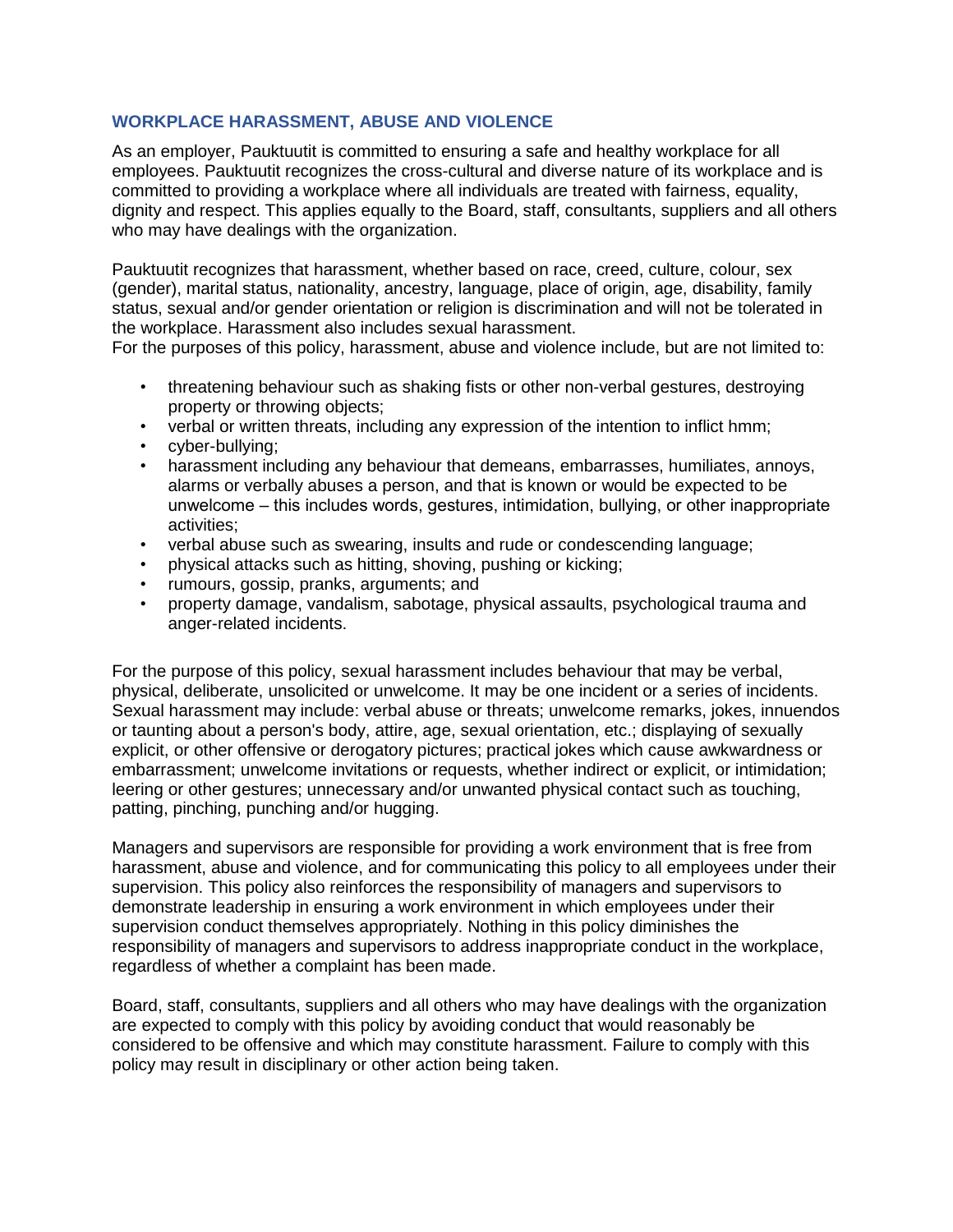## WORKPLACE HARASSMENT, ABUSE AND VIOLENCE

As an employer, Pauktuutit is committed to ensuring a safe and healthy workplace for all employees. Pauktuutit recognizes the cross-cultural and diverse nature of its workplace and is committed to providing a workplace where all individuals are treated with fairness, equality, dignity and respect. This applies equally to the Board, staff, consultants, suppliers and all others who may have dealings with the organization.

Pauktuutit recognizes that harassment, whether based on race, creed, culture, colour, sex (gender), marital status, nationality, ancestry, language, place of origin, age, disability, family status, sexual and/or gender orientation or religion is discrimination and will not be tolerated in the workplace. Harassment also includes sexual harassment.
For the purposes of this policy, harassment, abuse and violence include, but are not limited to:

- threatening behaviour such as shaking fists or other non-verbal gestures, destroying property or throwing objects;
- verbal or written threats, including any expression of the intention to inflict hmm;
- cyber-bullying;
- harassment including any behaviour that demeans, embarrasses, humiliates, annoys, alarms or verbally abuses a person, and that is known or would be expected to be unwelcome – this includes words, gestures, intimidation, bullying, or other inappropriate activities;
- verbal abuse such as swearing, insults and rude or condescending language;
- physical attacks such as hitting, shoving, pushing or kicking;
- rumours, gossip, pranks, arguments; and
- property damage, vandalism, sabotage, physical assaults, psychological trauma and anger-related incidents.

For the purpose of this policy, sexual harassment includes behaviour that may be verbal, physical, deliberate, unsolicited or unwelcome. It may be one incident or a series of incidents. Sexual harassment may include: verbal abuse or threats; unwelcome remarks, jokes, innuendos or taunting about a person's body, attire, age, sexual orientation, etc.; displaying of sexually explicit, or other offensive or derogatory pictures; practical jokes which cause awkwardness or embarrassment; unwelcome invitations or requests, whether indirect or explicit, or intimidation; leering or other gestures; unnecessary and/or unwanted physical contact such as touching, patting, pinching, punching and/or hugging.

Managers and supervisors are responsible for providing a work environment that is free from harassment, abuse and violence, and for communicating this policy to all employees under their supervision. This policy also reinforces the responsibility of managers and supervisors to demonstrate leadership in ensuring a work environment in which employees under their supervision conduct themselves appropriately. Nothing in this policy diminishes the responsibility of managers and supervisors to address inappropriate conduct in the workplace, regardless of whether a complaint has been made.

Board, staff, consultants, suppliers and all others who may have dealings with the organization are expected to comply with this policy by avoiding conduct that would reasonably be considered to be offensive and which may constitute harassment. Failure to comply with this policy may result in disciplinary or other action being taken.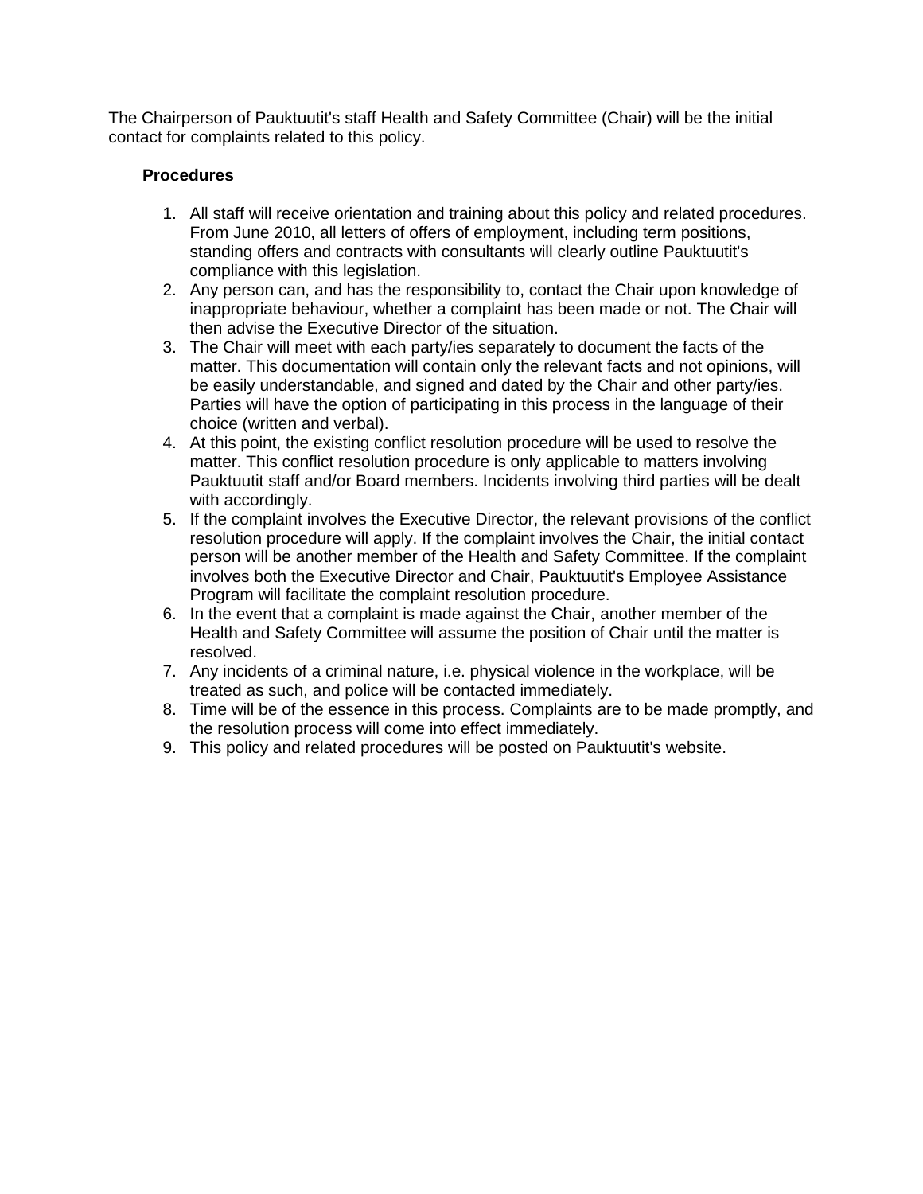The Chairperson of Pauktuutit's staff Health and Safety Committee (Chair) will be the initial contact for complaints related to this policy.

**Procedures**

1. All staff will receive orientation and training about this policy and related procedures. From June 2010, all letters of offers of employment, including term positions, standing offers and contracts with consultants will clearly outline Pauktuutit's compliance with this legislation.
2. Any person can, and has the responsibility to, contact the Chair upon knowledge of inappropriate behaviour, whether a complaint has been made or not. The Chair will then advise the Executive Director of the situation.
3. The Chair will meet with each party/ies separately to document the facts of the matter. This documentation will contain only the relevant facts and not opinions, will be easily understandable, and signed and dated by the Chair and other party/ies. Parties will have the option of participating in this process in the language of their choice (written and verbal).
4. At this point, the existing conflict resolution procedure will be used to resolve the matter. This conflict resolution procedure is only applicable to matters involving Pauktuutit staff and/or Board members. Incidents involving third parties will be dealt with accordingly.
5. If the complaint involves the Executive Director, the relevant provisions of the conflict resolution procedure will apply. If the complaint involves the Chair, the initial contact person will be another member of the Health and Safety Committee. If the complaint involves both the Executive Director and Chair, Pauktuutit's Employee Assistance Program will facilitate the complaint resolution procedure.
6. In the event that a complaint is made against the Chair, another member of the Health and Safety Committee will assume the position of Chair until the matter is resolved.
7. Any incidents of a criminal nature, i.e. physical violence in the workplace, will be treated as such, and police will be contacted immediately.
8. Time will be of the essence in this process. Complaints are to be made promptly, and the resolution process will come into effect immediately.
9. This policy and related procedures will be posted on Pauktuutit's website.